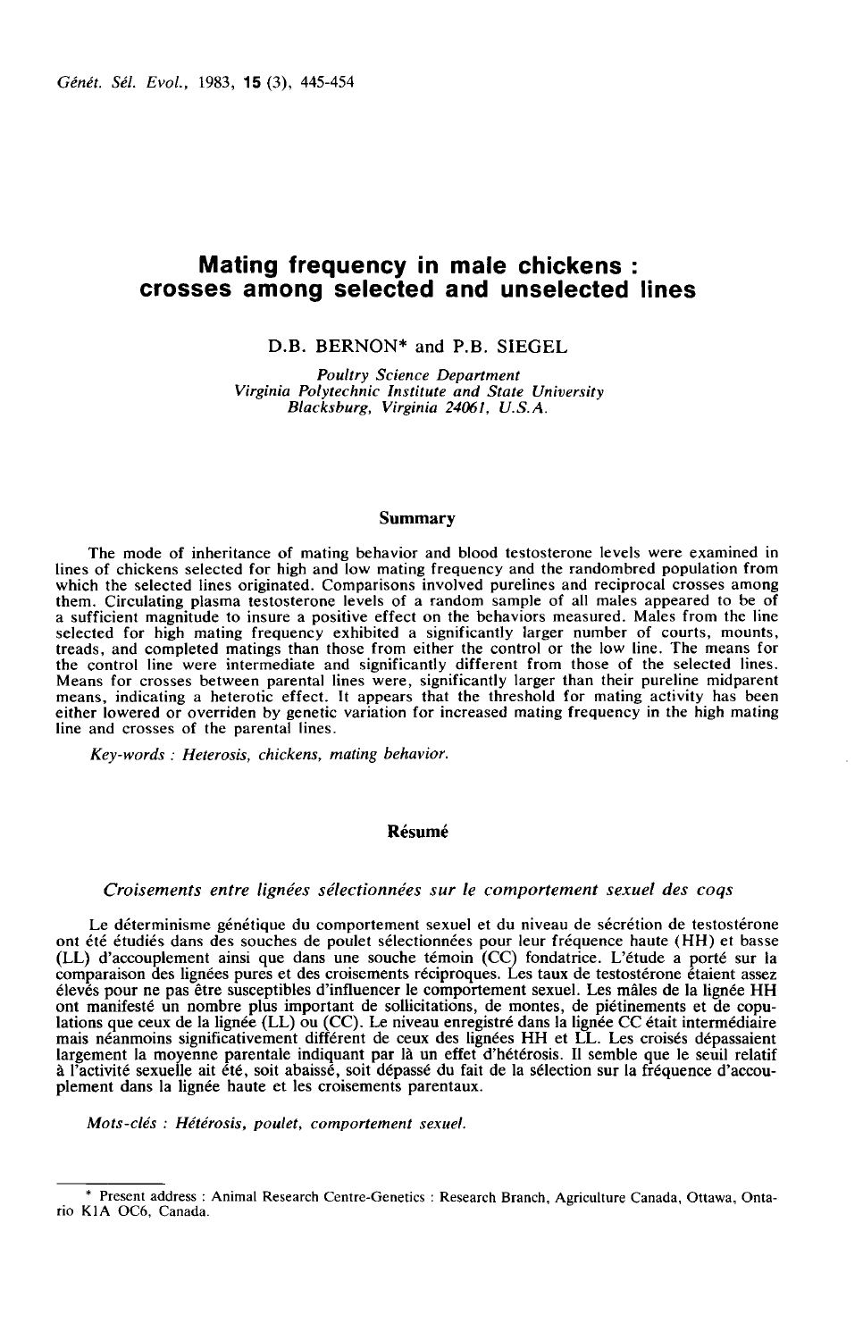# Mating frequency in male chickens : crosses among selected and unselected lines

D.B. BERNON* and P.B. SIEGEL

*Poultry Science Department*
*Virginia Polytechnic Institute and State University*
*Blacksburg, Virginia 24061, U.S.A.*

## Summary

The mode of inheritance of mating behavior and blood testosterone levels were examined in lines of chickens selected for high and low mating frequency and the randombred population from which the selected lines originated. Comparisons involved purelines and reciprocal crosses among them. Circulating plasma testosterone levels of a random sample of all males appeared to be of a sufficient magnitude to insure a positive effect on the behaviors measured. Males from the line selected for high mating frequency exhibited a significantly larger number of courts, mounts, treads, and completed matings than those from either the control or the low line. The means for the control line were intermediate and significantly different from those of the selected lines. Means for crosses between parental lines were, significantly larger than their pureline midparent means, indicating a heterotic effect. It appears that the threshold for mating activity has been either lowered or overriden by genetic variation for increased mating frequency in the high mating line and crosses of the parental lines.

*Key-words : Heterosis, chickens, mating behavior.*

## Résumé

*Croisements entre lignées sélectionnées sur le comportement sexuel des coqs*

Le déterminisme génétique du comportement sexuel et du niveau de sécrétion de testostérone ont été étudiés dans des souches de poulet sélectionnées pour leur fréquence haute (HH) et basse (LL) d'accouplement ainsi que dans une souche témoin (CC) fondatrice. L'étude a porté sur la comparaison des lignées pures et des croisements réciproques. Les taux de testostérone étaient assez élevés pour ne pas être susceptibles d'influencer le comportement sexuel. Les mâles de la lignée HH ont manifesté un nombre plus important de sollicitations, de montes, de piétinements et de copulations que ceux de la lignée (LL) ou (CC). Le niveau enregistré dans la lignée CC était intermédiaire mais néanmoins significativement différent de ceux des lignées HH et LL. Les croisés dépassaient largement la moyenne parentale indiquant par là un effet d'hétérosis. Il semble que le seuil relatif à l'activité sexuelle ait été, soit abaissé, soit dépassé du fait de la sélection sur la fréquence d'accouplement dans la lignée haute et les croisements parentaux.

*Mots-clés : Hétérosis, poulet, comportement sexuel.*

---

* Present address : Animal Research Centre-Genetics : Research Branch, Agriculture Canada, Ottawa, Ontario K1A OC6, Canada.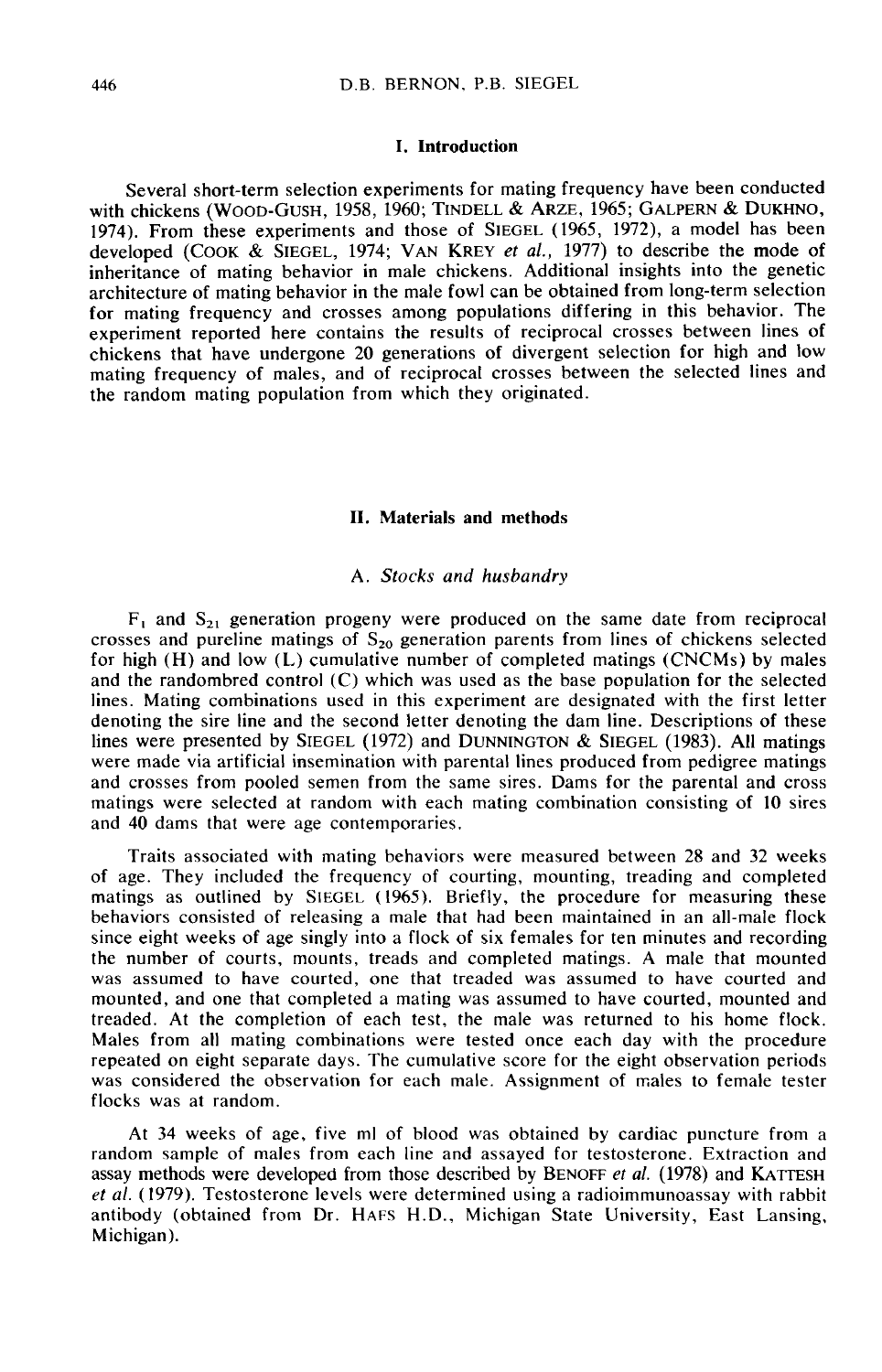## I. Introduction

Several short-term selection experiments for mating frequency have been conducted with chickens (WOOD-GUSH, 1958, 1960; TINDELL & ARZE, 1965; GALPERN & DUKHNO, 1974). From these experiments and those of SIEGEL (1965, 1972), a model has been developed (COOK & SIEGEL, 1974; VAN KREY *et al.*, 1977) to describe the mode of inheritance of mating behavior in male chickens. Additional insights into the genetic architecture of mating behavior in the male fowl can be obtained from long-term selection for mating frequency and crosses among populations differing in this behavior. The experiment reported here contains the results of reciprocal crosses between lines of chickens that have undergone 20 generations of divergent selection for high and low mating frequency of males, and of reciprocal crosses between the selected lines and the random mating population from which they originated.

## II. Materials and methods

### A. *Stocks and husbandry*

$F_1$ and $S_{21}$ generation progeny were produced on the same date from reciprocal crosses and pureline matings of $S_{20}$ generation parents from lines of chickens selected for high (H) and low (L) cumulative number of completed matings (CNCMs) by males and the randombred control (C) which was used as the base population for the selected lines. Mating combinations used in this experiment are designated with the first letter denoting the sire line and the second letter denoting the dam line. Descriptions of these lines were presented by SIEGEL (1972) and DUNNINGTON & SIEGEL (1983). All matings were made via artificial insemination with parental lines produced from pedigree matings and crosses from pooled semen from the same sires. Dams for the parental and cross matings were selected at random with each mating combination consisting of 10 sires and 40 dams that were age contemporaries.

Traits associated with mating behaviors were measured between 28 and 32 weeks of age. They included the frequency of courting, mounting, treading and completed matings as outlined by SIEGEL (1965). Briefly, the procedure for measuring these behaviors consisted of releasing a male that had been maintained in an all-male flock since eight weeks of age singly into a flock of six females for ten minutes and recording the number of courts, mounts, treads and completed matings. A male that mounted was assumed to have courted, one that treaded was assumed to have courted and mounted, and one that completed a mating was assumed to have courted, mounted and treaded. At the completion of each test, the male was returned to his home flock. Males from all mating combinations were tested once each day with the procedure repeated on eight separate days. The cumulative score for the eight observation periods was considered the observation for each male. Assignment of males to female tester flocks was at random.

At 34 weeks of age, five ml of blood was obtained by cardiac puncture from a random sample of males from each line and assayed for testosterone. Extraction and assay methods were developed from those described by BENOFF *et al.* (1978) and KATTESH *et al.* (1979). Testosterone levels were determined using a radioimmunoassay with rabbit antibody (obtained from Dr. HAFS H.D., Michigan State University, East Lansing, Michigan).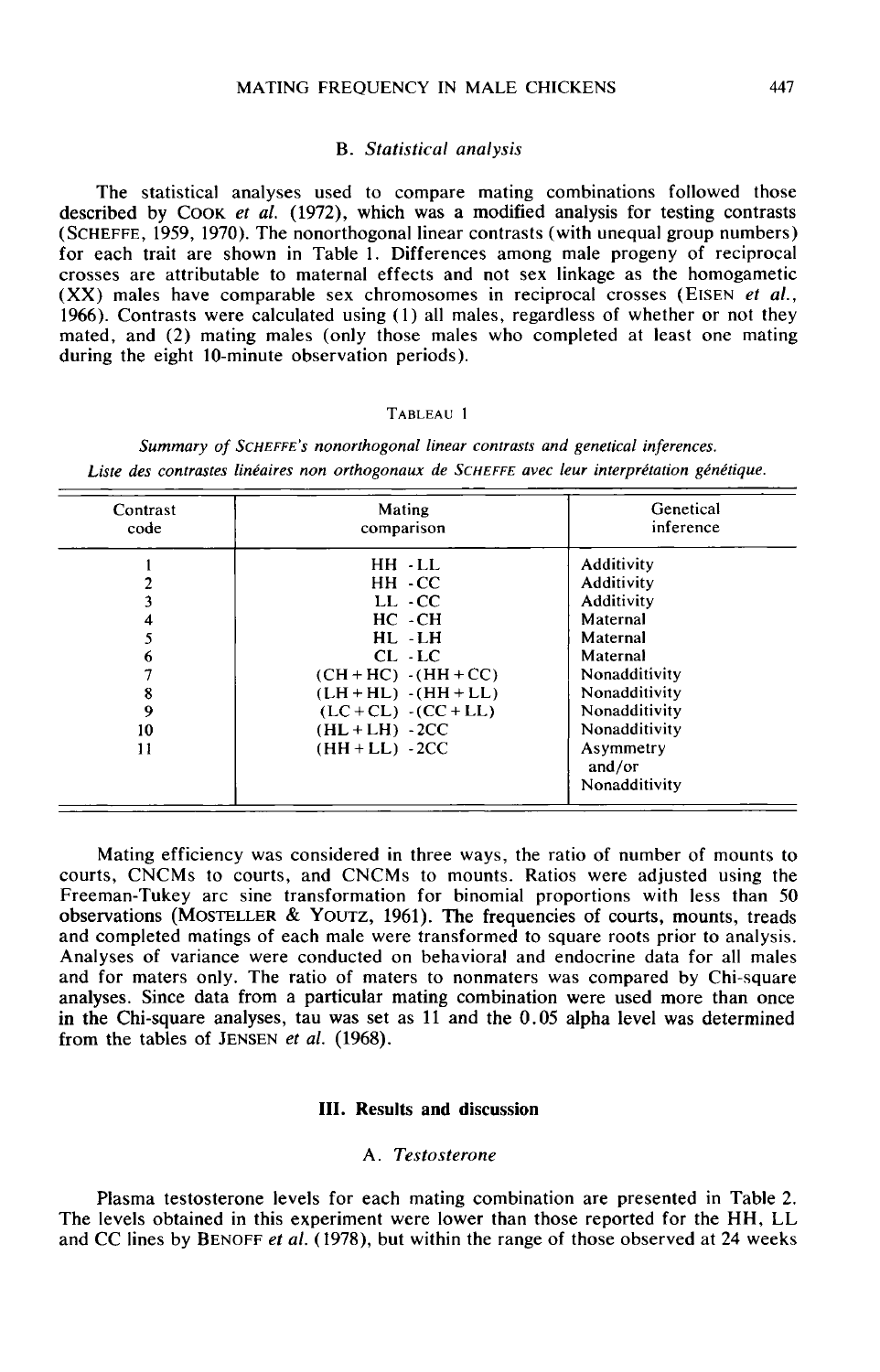### B. *Statistical analysis*

The statistical analyses used to compare mating combinations followed those described by COOK *et al.* (1972), which was a modified analysis for testing contrasts (SCHEFFE, 1959, 1970). The nonorthogonal linear contrasts (with unequal group numbers) for each trait are shown in Table 1. Differences among male progeny of reciprocal crosses are attributable to maternal effects and not sex linkage as the homogametic (XX) males have comparable sex chromosomes in reciprocal crosses (EISEN *et al.*, 1966). Contrasts were calculated using (1) all males, regardless of whether or not they mated, and (2) mating males (only those males who completed at least one mating during the eight 10-minute observation periods).

TABLEAU 1

*Summary of SCHEFFE's nonorthogonal linear contrasts and genetical inferences.*
*Liste des contrastes linéaires non orthogonaux de SCHEFFE avec leur interprétation génétique.*

| Contrast code | Mating comparison | Genetical inference |
|---|---|---|
| 1 | HH - LL | Additivity |
| 2 | HH - CC | Additivity |
| 3 | LL - CC | Additivity |
| 4 | HC - CH | Maternal |
| 5 | HL - LH | Maternal |
| 6 | CL - LC | Maternal |
| 7 | (CH + HC) - (HH + CC) | Nonadditivity |
| 8 | (LH + HL) - (HH + LL) | Nonadditivity |
| 9 | (LC + CL) - (CC + LL) | Nonadditivity |
| 10 | (HL + LH) - 2CC | Nonadditivity |
| 11 | (HH + LL) - 2CC | Asymmetry and/or Nonadditivity |

Mating efficiency was considered in three ways, the ratio of number of mounts to courts, CNCMs to courts, and CNCMs to mounts. Ratios were adjusted using the Freeman-Tukey arc sine transformation for binomial proportions with less than 50 observations (MOSTELLER & YOUTZ, 1961). The frequencies of courts, mounts, treads and completed matings of each male were transformed to square roots prior to analysis. Analyses of variance were conducted on behavioral and endocrine data for all males and for maters only. The ratio of maters to nonmaters was compared by Chi-square analyses. Since data from a particular mating combination were used more than once in the Chi-square analyses, tau was set as 11 and the 0.05 alpha level was determined from the tables of JENSEN *et al.* (1968).

## III. Results and discussion

### A. *Testosterone*

Plasma testosterone levels for each mating combination are presented in Table 2. The levels obtained in this experiment were lower than those reported for the HH, LL and CC lines by BENOFF *et al.* (1978), but within the range of those observed at 24 weeks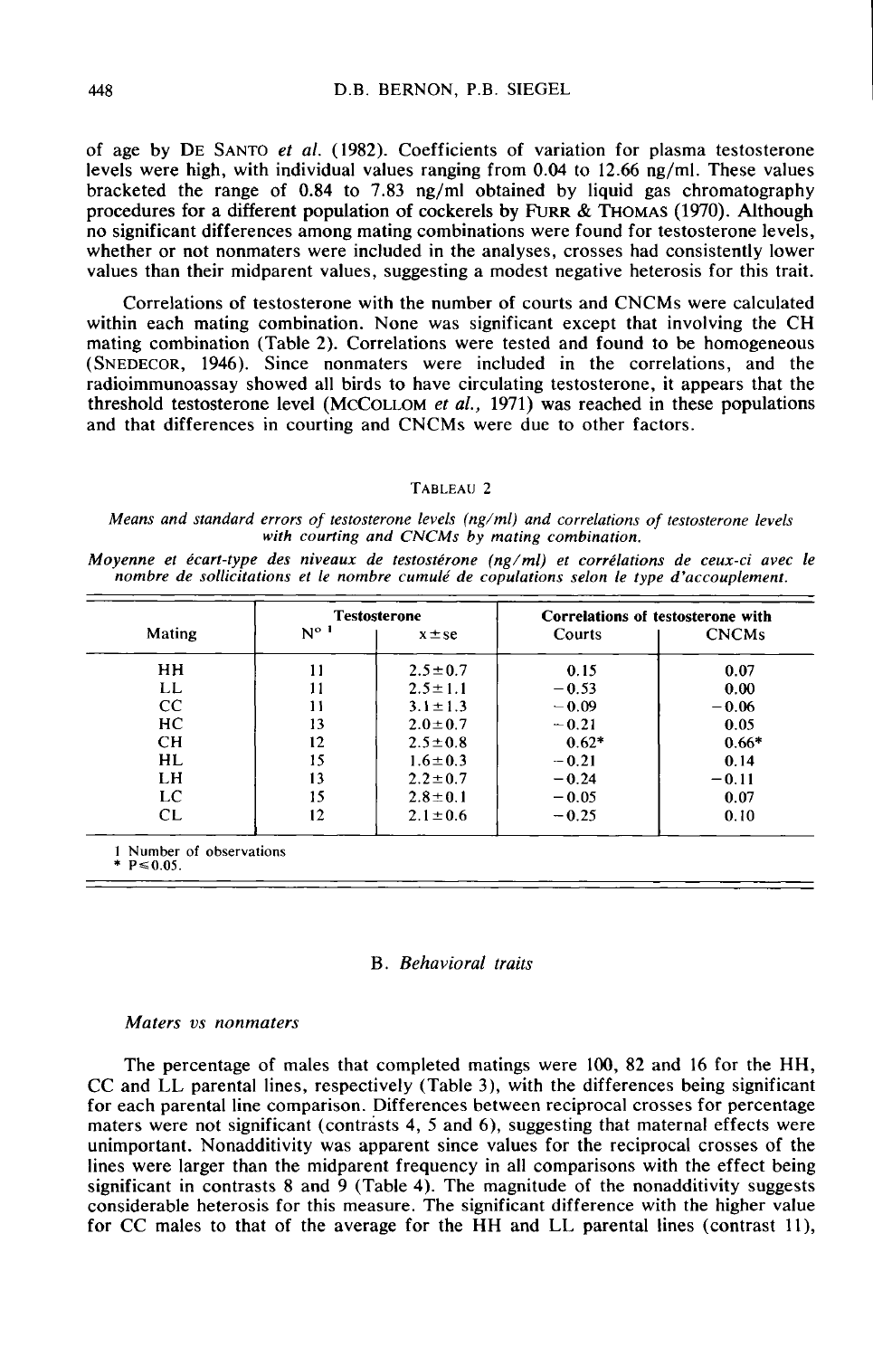of age by DE SANTO *et al.* (1982). Coefficients of variation for plasma testosterone levels were high, with individual values ranging from 0.04 to 12.66 ng/ml. These values bracketed the range of 0.84 to 7.83 ng/ml obtained by liquid gas chromatography procedures for a different population of cockerels by FURR & THOMAS (1970). Although no significant differences among mating combinations were found for testosterone levels, whether or not nonmaters were included in the analyses, crosses had consistently lower values than their midparent values, suggesting a modest negative heterosis for this trait.

Correlations of testosterone with the number of courts and CNCMs were calculated within each mating combination. None was significant except that involving the CH mating combination (Table 2). Correlations were tested and found to be homogeneous (SNEDECOR, 1946). Since nonmaters were included in the correlations, and the radioimmunoassay showed all birds to have circulating testosterone, it appears that the threshold testosterone level (MCCOLLOM *et al.*, 1971) was reached in these populations and that differences in courting and CNCMs were due to other factors.

TABLEAU 2

*Means and standard errors of testosterone levels (ng/ml) and correlations of testosterone levels with courting and CNCMs by mating combination.*

*Moyenne et écart-type des niveaux de testostérone (ng/ml) et corrélations de ceux-ci avec le nombre de sollicitations et le nombre cumulé de copulations selon le type d'accouplement.*

| Mating | Testosterone | | Correlations of testosterone with | |
|---|---|---|---|---|
| | N° [1] | x ± se | Courts | CNCMs |
| HH | 11 | 2.5 ± 0.7 | 0.15 | 0.07 |
| LL | 11 | 2.5 ± 1.1 | −0.53 | 0.00 |
| CC | 11 | 3.1 ± 1.3 | −0.09 | −0.06 |
| HC | 13 | 2.0 ± 0.7 | −0.21 | 0.05 |
| CH | 12 | 2.5 ± 0.8 | 0.62* | 0.66* |
| HL | 15 | 1.6 ± 0.3 | −0.21 | 0.14 |
| LH | 13 | 2.2 ± 0.7 | −0.24 | −0.11 |
| LC | 15 | 2.8 ± 0.1 | −0.05 | 0.07 |
| CL | 12 | 2.1 ± 0.6 | −0.25 | 0.10 |

1 Number of observations
\* $P \leq 0.05$.

## B. *Behavioral traits*

### *Maters vs nonmaters*

The percentage of males that completed matings were 100, 82 and 16 for the HH, CC and LL parental lines, respectively (Table 3), with the differences being significant for each parental line comparison. Differences between reciprocal crosses for percentage maters were not significant (contrasts 4, 5 and 6), suggesting that maternal effects were unimportant. Nonadditivity was apparent since values for the reciprocal crosses of the lines were larger than the midparent frequency in all comparisons with the effect being significant in contrasts 8 and 9 (Table 4). The magnitude of the nonadditivity suggests considerable heterosis for this measure. The significant difference with the higher value for CC males to that of the average for the HH and LL parental lines (contrast 11),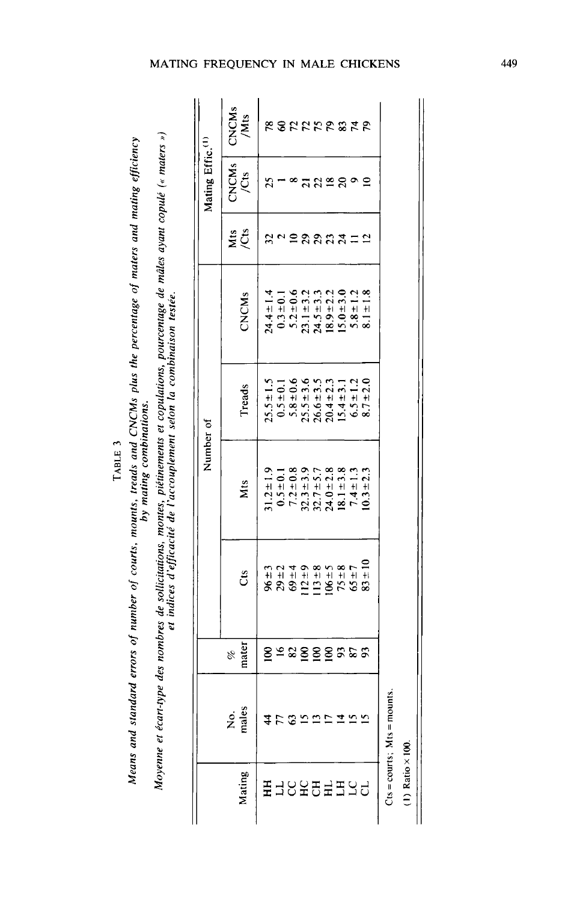TABLE 3

*Means and standard errors of number of courts, mounts, treads and CNCMs plus the percentage of maters and mating efficiency by mating combinations.*

*Moyenne et écart-type des nombres de sollicitations, montes, piétinements et copulations, pourcentage de mâles ayant copulé (« maters ») et indices d'efficacité de l'accouplement selon la combinaison testée.*

| Mating | No. males | % mater | Number of | | | | Mating Effic.[1] | | |
|---|---|---|---|---|---|---|---|---|---|
| | | | Cts | Mts | Treads | CNCMs | Mts /Cts | CNCMs /Cts | CNCMs /Mts |
| HH | 44 | 100 | 96 ± 3 | 31.2 ± 1.9 | 25.5 ± 1.5 | 24.4 ± 1.4 | 32 | 25 | 78 |
| LL | 77 | 16 | 29 ± 2 | 0.5 ± 0.1 | 0.5 ± 0.1 | 0.3 ± 0.1 | 2 | 1 | 60 |
| CC | 63 | 82 | 69 ± 4 | 7.2 ± 0.8 | 5.8 ± 0.6 | 5.2 ± 0.6 | 10 | 8 | 72 |
| HC | 15 | 100 | 112 ± 9 | 32.3 ± 3.9 | 25.5 ± 3.6 | 23.1 ± 3.2 | 29 | 21 | 72 |
| CH | 13 | 100 | 113 ± 8 | 32.7 ± 5.7 | 26.6 ± 3.5 | 24.5 ± 3.3 | 29 | 22 | 75 |
| HL | 17 | 100 | 106 ± 5 | 24.0 ± 2.8 | 20.4 ± 2.3 | 18.9 ± 2.2 | 23 | 18 | 79 |
| LH | 14 | 93 | 75 ± 8 | 18.1 ± 3.8 | 15.4 ± 3.1 | 15.0 ± 3.0 | 24 | 20 | 83 |
| LC | 15 | 87 | 65 ± 7 | 7.4 ± 1.3 | 6.5 ± 1.2 | 5.8 ± 1.2 | 11 | 9 | 74 |
| CL | 15 | 93 | 83 ± 10 | 10.3 ± 2.3 | 8.7 ± 2.0 | 8.1 ± 1.8 | 12 | 10 | 79 |

Cts = courts; Mts = mounts.

(1) Ratio × 100.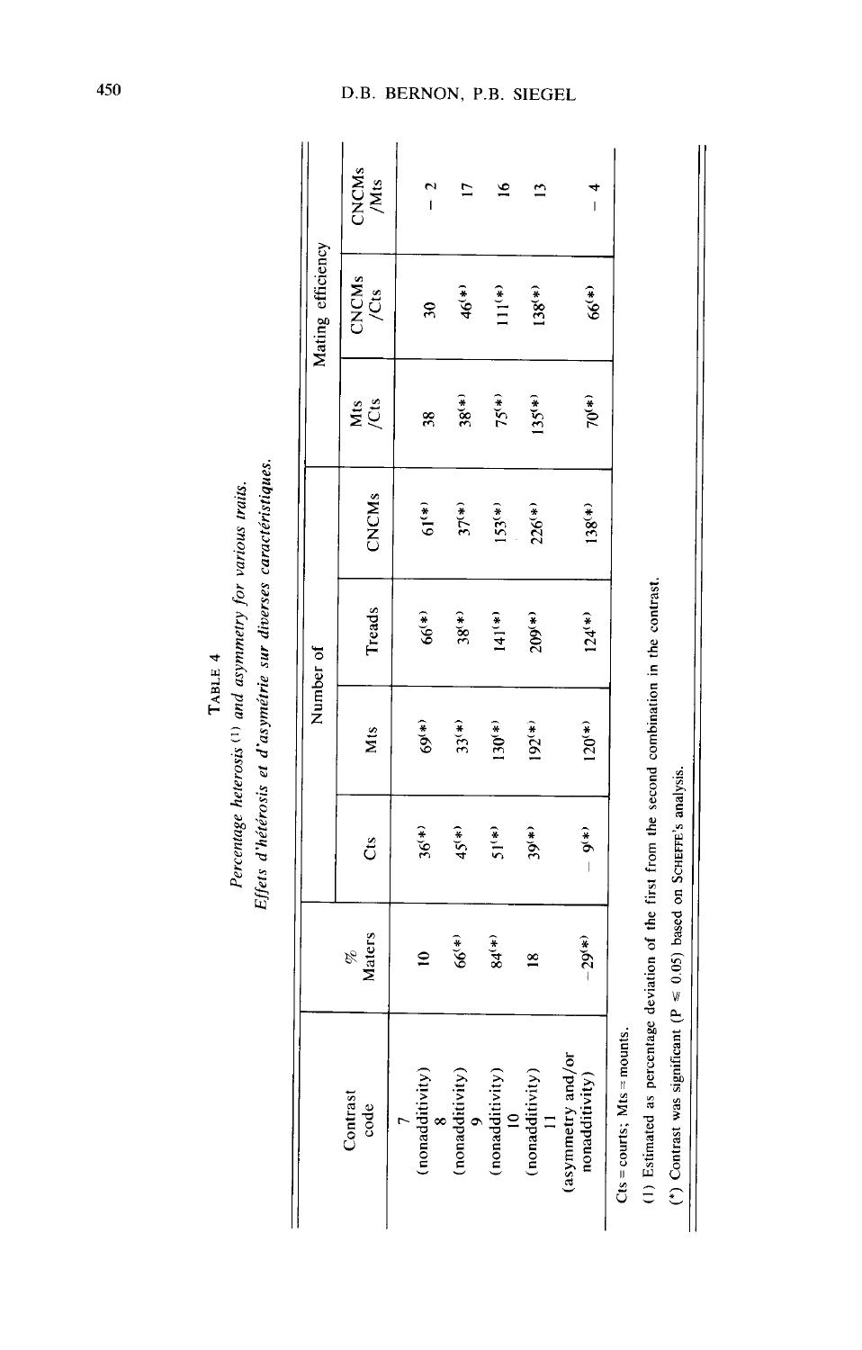TABLE 4

*Percentage heterosis* (1) *and asymmetry for various traits.*

*Effets d'hétérosis et d'asymétrie sur diverses caractéristiques.*

| Contrast code | % Maters | Number of | | | | Mating efficiency | | |
|---|---|---|---|---|---|---|---|---|
| | | Cts | Mts | Treads | CNCMs | Mts /Cts | CNCMs /Cts | CNCMs /Mts |
| 7 (nonadditivity) | 10 | 36(*) | 69(*) | 66(*) | 61(*) | 38 | 30 | − 2 |
| 8 (nonadditivity) | 66(*) | 45(*) | 33(*) | 38(*) | 37(*) | 38(*) | 46(*) | 17 |
| 9 (nonadditivity) | 84(*) | 51(*) | 130(*) | 141(*) | 153(*) | 75(*) | 111(*) | 16 |
| 10 (nonadditivity) | 18 | 39(*) | 192(*) | 209(*) | 226(*) | 135(*) | 138(*) | 13 |
| 11 (asymmetry and/or nonadditivity) | − 29(*) | − 9(*) | 120(*) | 124(*) | 138(*) | 70(*) | 66(*) | − 4 |

Cts = courts; Mts = mounts.

(1) Estimated as percentage deviation of the first from the second combination in the contrast.

(*) Contrast was significant ($P \leq 0.05$) based on SCHEFFE's analysis.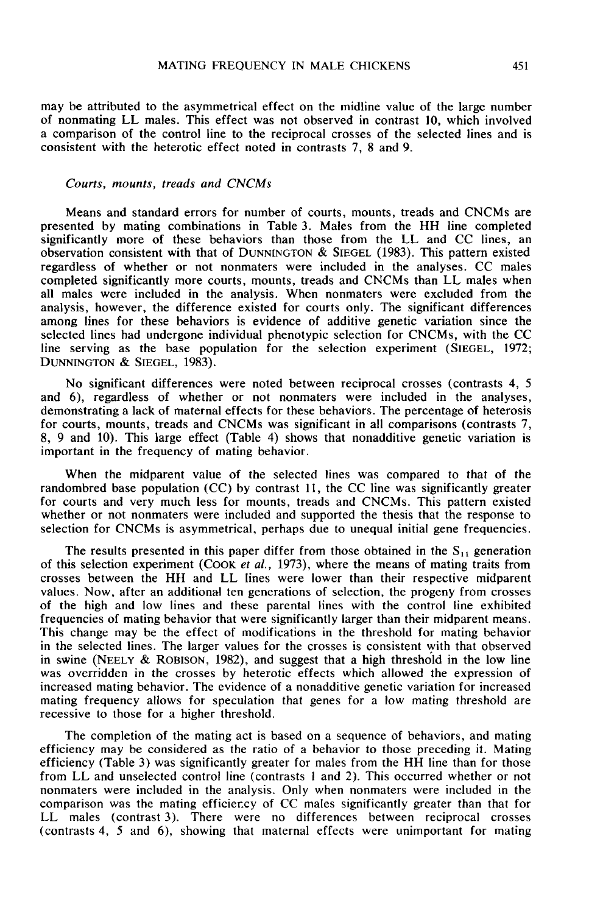may be attributed to the asymmetrical effect on the midline value of the large number of nonmating LL males. This effect was not observed in contrast 10, which involved a comparison of the control line to the reciprocal crosses of the selected lines and is consistent with the heterotic effect noted in contrasts 7, 8 and 9.

### *Courts, mounts, treads and CNCMs*

Means and standard errors for number of courts, mounts, treads and CNCMs are presented by mating combinations in Table 3. Males from the HH line completed significantly more of these behaviors than those from the LL and CC lines, an observation consistent with that of DUNNINGTON & SIEGEL (1983). This pattern existed regardless of whether or not nonmaters were included in the analyses. CC males completed significantly more courts, mounts, treads and CNCMs than LL males when all males were included in the analysis. When nonmaters were excluded from the analysis, however, the difference existed for courts only. The significant differences among lines for these behaviors is evidence of additive genetic variation since the selected lines had undergone individual phenotypic selection for CNCMs, with the CC line serving as the base population for the selection experiment (SIEGEL, 1972; DUNNINGTON & SIEGEL, 1983).

No significant differences were noted between reciprocal crosses (contrasts 4, 5 and 6), regardless of whether or not nonmaters were included in the analyses, demonstrating a lack of maternal effects for these behaviors. The percentage of heterosis for courts, mounts, treads and CNCMs was significant in all comparisons (contrasts 7, 8, 9 and 10). This large effect (Table 4) shows that nonadditive genetic variation is important in the frequency of mating behavior.

When the midparent value of the selected lines was compared to that of the randombred base population (CC) by contrast 11, the CC line was significantly greater for courts and very much less for mounts, treads and CNCMs. This pattern existed whether or not nonmaters were included and supported the thesis that the response to selection for CNCMs is asymmetrical, perhaps due to unequal initial gene frequencies.

The results presented in this paper differ from those obtained in the $S_{11}$ generation of this selection experiment (COOK *et al.*, 1973), where the means of mating traits from crosses between the HH and LL lines were lower than their respective midparent values. Now, after an additional ten generations of selection, the progeny from crosses of the high and low lines and these parental lines with the control line exhibited frequencies of mating behavior that were significantly larger than their midparent means. This change may be the effect of modifications in the threshold for mating behavior in the selected lines. The larger values for the crosses is consistent with that observed in swine (NEELY & ROBISON, 1982), and suggest that a high threshold in the low line was overridden in the crosses by heterotic effects which allowed the expression of increased mating behavior. The evidence of a nonadditive genetic variation for increased mating frequency allows for speculation that genes for a low mating threshold are recessive to those for a higher threshold.

The completion of the mating act is based on a sequence of behaviors, and mating efficiency may be considered as the ratio of a behavior to those preceding it. Mating efficiency (Table 3) was significantly greater for males from the HH line than for those from LL and unselected control line (contrasts 1 and 2). This occurred whether or not nonmaters were included in the analysis. Only when nonmaters were included in the comparison was the mating efficiency of CC males significantly greater than that for LL males (contrast 3). There were no differences between reciprocal crosses (contrasts 4, 5 and 6), showing that maternal effects were unimportant for mating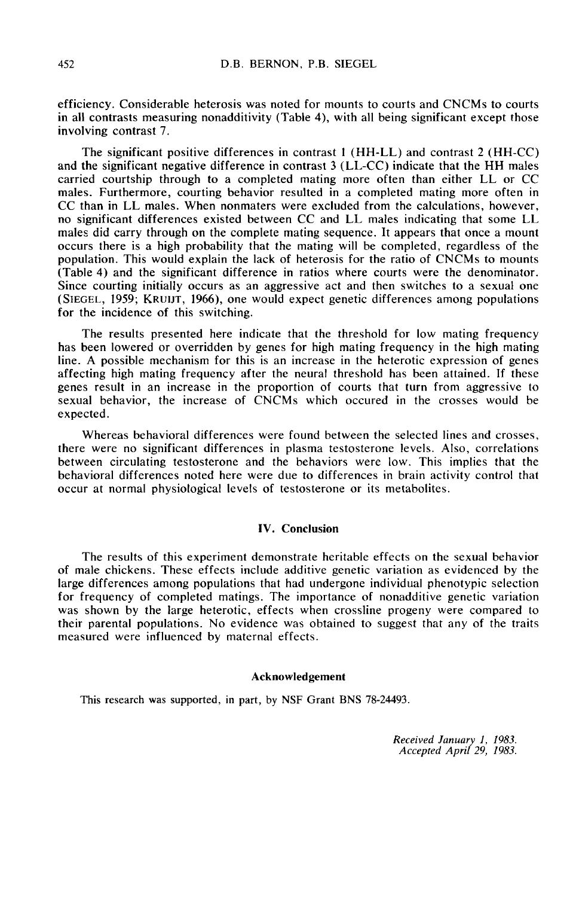efficiency. Considerable heterosis was noted for mounts to courts and CNCMs to courts in all contrasts measuring nonadditivity (Table 4), with all being significant except those involving contrast 7.

The significant positive differences in contrast 1 (HH-LL) and contrast 2 (HH-CC) and the significant negative difference in contrast 3 (LL-CC) indicate that the HH males carried courtship through to a completed mating more often than either LL or CC males. Furthermore, courting behavior resulted in a completed mating more often in CC than in LL males. When nonmaters were excluded from the calculations, however, no significant differences existed between CC and LL males indicating that some LL males did carry through on the complete mating sequence. It appears that once a mount occurs there is a high probability that the mating will be completed, regardless of the population. This would explain the lack of heterosis for the ratio of CNCMs to mounts (Table 4) and the significant difference in ratios where courts were the denominator. Since courting initially occurs as an aggressive act and then switches to a sexual one (SIEGEL, 1959; KRUIJT, 1966), one would expect genetic differences among populations for the incidence of this switching.

The results presented here indicate that the threshold for low mating frequency has been lowered or overridden by genes for high mating frequency in the high mating line. A possible mechanism for this is an increase in the heterotic expression of genes affecting high mating frequency after the neural threshold has been attained. If these genes result in an increase in the proportion of courts that turn from aggressive to sexual behavior, the increase of CNCMs which occured in the crosses would be expected.

Whereas behavioral differences were found between the selected lines and crosses, there were no significant differences in plasma testosterone levels. Also, correlations between circulating testosterone and the behaviors were low. This implies that the behavioral differences noted here were due to differences in brain activity control that occur at normal physiological levels of testosterone or its metabolites.

## IV. Conclusion

The results of this experiment demonstrate heritable effects on the sexual behavior of male chickens. These effects include additive genetic variation as evidenced by the large differences among populations that had undergone individual phenotypic selection for frequency of completed matings. The importance of nonadditive genetic variation was shown by the large heterotic, effects when crossline progeny were compared to their parental populations. No evidence was obtained to suggest that any of the traits measured were influenced by maternal effects.

### Acknowledgement

This research was supported, in part, by NSF Grant BNS 78-24493.

*Received January 1, 1983.*
*Accepted April 29, 1983.*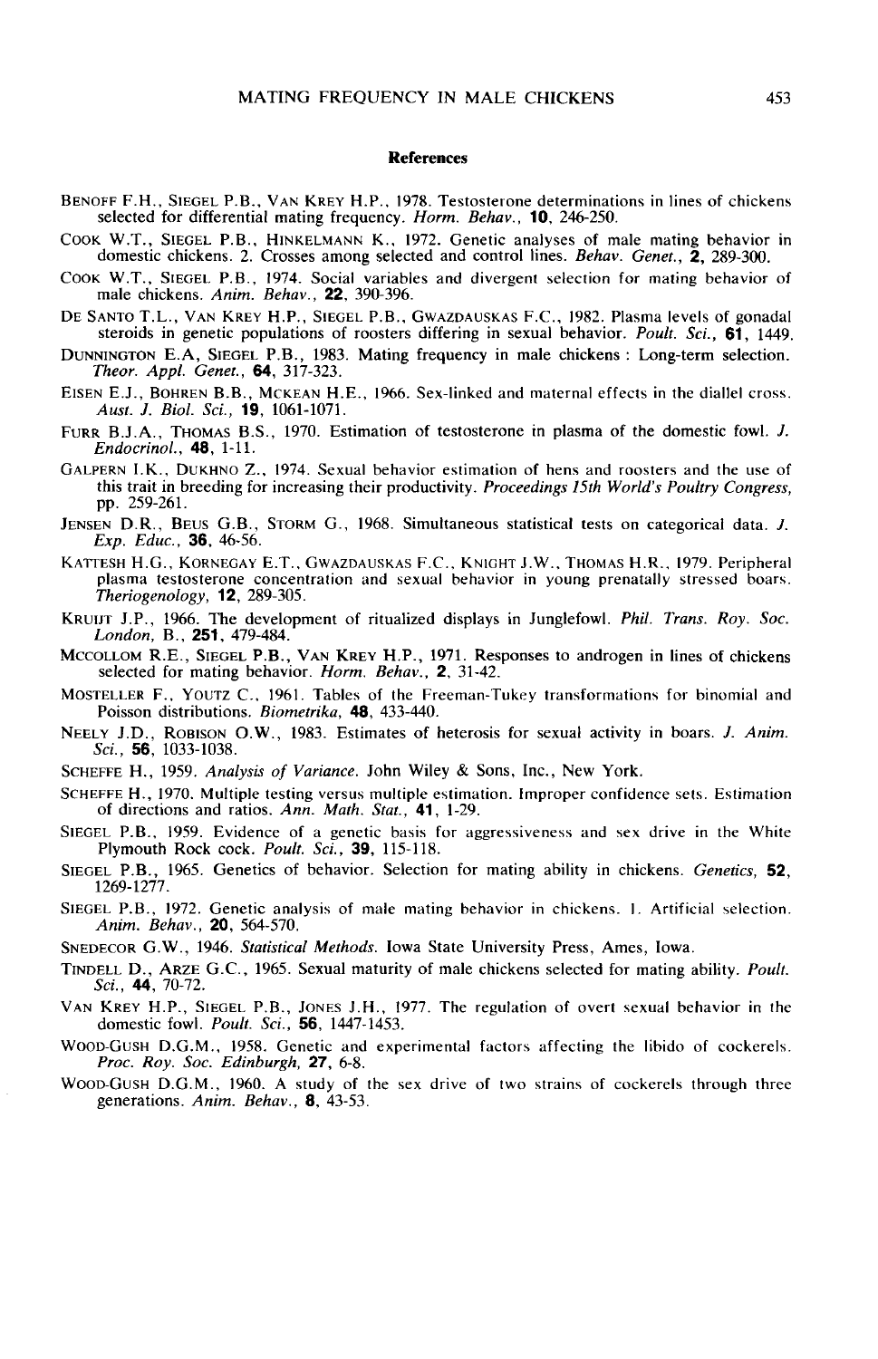## References

BENOFF F.H., SIEGEL P.B., VAN KREY H.P., 1978. Testosterone determinations in lines of chickens selected for differential mating frequency. *Horm. Behav.*, **10**, 246-250.

COOK W.T., SIEGEL P.B., HINKELMANN K., 1972. Genetic analyses of male mating behavior in domestic chickens. 2. Crosses among selected and control lines. *Behav. Genet.*, **2**, 289-300.

COOK W.T., SIEGEL P.B., 1974. Social variables and divergent selection for mating behavior of male chickens. *Anim. Behav.*, **22**, 390-396.

DE SANTO T.L., VAN KREY H.P., SIEGEL P.B., GWAZDAUSKAS F.C., 1982. Plasma levels of gonadal steroids in genetic populations of roosters differing in sexual behavior. *Poult. Sci.*, **61**, 1449.

DUNNINGTON E.A, SIEGEL P.B., 1983. Mating frequency in male chickens : Long-term selection. *Theor. Appl. Genet.*, **64**, 317-323.

EISEN E.J., BOHREN B.B., MCKEAN H.E., 1966. Sex-linked and maternal effects in the diallel cross. *Aust. J. Biol. Sci.*, **19**, 1061-1071.

FURR B.J.A., THOMAS B.S., 1970. Estimation of testosterone in plasma of the domestic fowl. *J. Endocrinol.*, **48**, 1-11.

GALPERN I.K., DUKHNO Z., 1974. Sexual behavior estimation of hens and roosters and the use of this trait in breeding for increasing their productivity. *Proceedings 15th World's Poultry Congress*, pp. 259-261.

JENSEN D.R., BEUS G.B., STORM G., 1968. Simultaneous statistical tests on categorical data. *J. Exp. Educ.*, **36**, 46-56.

KATTESH H.G., KORNEGAY E.T., GWAZDAUSKAS F.C., KNIGHT J.W., THOMAS H.R., 1979. Peripheral plasma testosterone concentration and sexual behavior in young prenatally stressed boars. *Theriogenology*, **12**, 289-305.

KRUIJT J.P., 1966. The development of ritualized displays in Junglefowl. *Phil. Trans. Roy. Soc. London*, B., **251**, 479-484.

MCCOLLOM R.E., SIEGEL P.B., VAN KREY H.P., 1971. Responses to androgen in lines of chickens selected for mating behavior. *Horm. Behav.*, **2**, 31-42.

MOSTELLER F., YOUTZ C., 1961. Tables of the Freeman-Tukey transformations for binomial and Poisson distributions. *Biometrika*, **48**, 433-440.

NEELY J.D., ROBISON O.W., 1983. Estimates of heterosis for sexual activity in boars. *J. Anim. Sci.*, **56**, 1033-1038.

SCHEFFE H., 1959. *Analysis of Variance*. John Wiley & Sons, Inc., New York.

SCHEFFE H., 1970. Multiple testing versus multiple estimation. Improper confidence sets. Estimation of directions and ratios. *Ann. Math. Stat.*, **41**, 1-29.

SIEGEL P.B., 1959. Evidence of a genetic basis for aggressiveness and sex drive in the White Plymouth Rock cock. *Poult. Sci.*, **39**, 115-118.

SIEGEL P.B., 1965. Genetics of behavior. Selection for mating ability in chickens. *Genetics*, **52**, 1269-1277.

SIEGEL P.B., 1972. Genetic analysis of male mating behavior in chickens. I. Artificial selection. *Anim. Behav.*, **20**, 564-570.

SNEDECOR G.W., 1946. *Statistical Methods*. Iowa State University Press, Ames, Iowa.

TINDELL D., ARZE G.C., 1965. Sexual maturity of male chickens selected for mating ability. *Poult. Sci.*, **44**, 70-72.

VAN KREY H.P., SIEGEL P.B., JONES J.H., 1977. The regulation of overt sexual behavior in the domestic fowl. *Poult. Sci.*, **56**, 1447-1453.

WOOD-GUSH D.G.M., 1958. Genetic and experimental factors affecting the libido of cockerels. *Proc. Roy. Soc. Edinburgh*, **27**, 6-8.

WOOD-GUSH D.G.M., 1960. A study of the sex drive of two strains of cockerels through three generations. *Anim. Behav.*, **8**, 43-53.